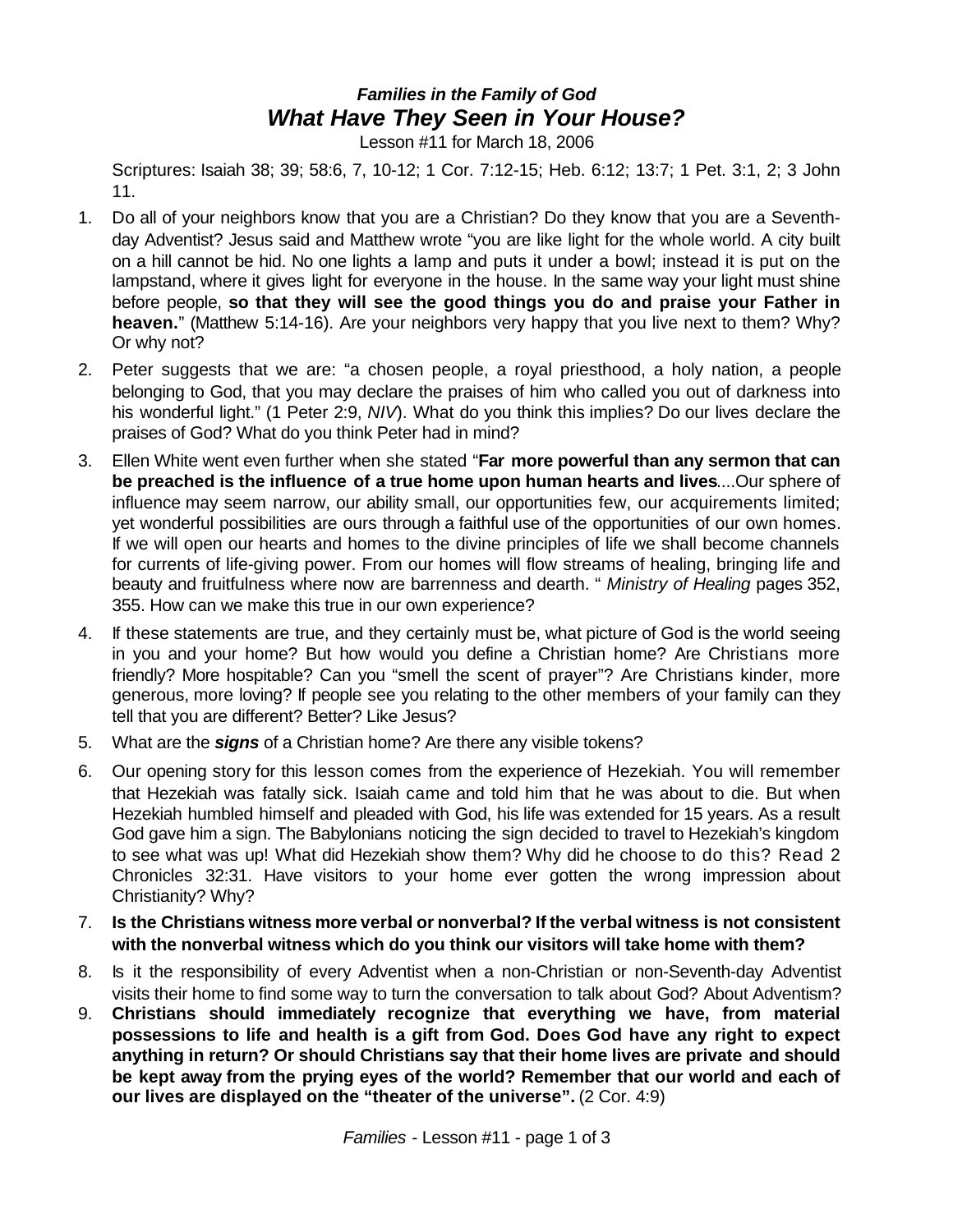# *Families in the Family of God*
## *What Have They Seen in Your House?*

Lesson #11 for March 18, 2006

Scriptures: Isaiah 38; 39; 58:6, 7, 10-12; 1 Cor. 7:12-15; Heb. 6:12; 13:7; 1 Pet. 3:1, 2; 3 John 11.

1. Do all of your neighbors know that you are a Christian? Do they know that you are a Seventh-day Adventist? Jesus said and Matthew wrote "you are like light for the whole world. A city built on a hill cannot be hid. No one lights a lamp and puts it under a bowl; instead it is put on the lampstand, where it gives light for everyone in the house. In the same way your light must shine before people, **so that they will see the good things you do and praise your Father in heaven.**" (Matthew 5:14-16). Are your neighbors very happy that you live next to them? Why? Or why not?
2. Peter suggests that we are: "a chosen people, a royal priesthood, a holy nation, a people belonging to God, that you may declare the praises of him who called you out of darkness into his wonderful light." (1 Peter 2:9, *NIV*). What do you think this implies? Do our lives declare the praises of God? What do you think Peter had in mind?
3. Ellen White went even further when she stated "**Far more powerful than any sermon that can be preached is the influence of a true home upon human hearts and lives**....Our sphere of influence may seem narrow, our ability small, our opportunities few, our acquirements limited; yet wonderful possibilities are ours through a faithful use of the opportunities of our own homes. If we will open our hearts and homes to the divine principles of life we shall become channels for currents of life-giving power. From our homes will flow streams of healing, bringing life and beauty and fruitfulness where now are barrenness and dearth. " *Ministry of Healing* pages 352, 355. How can we make this true in our own experience?
4. If these statements are true, and they certainly must be, what picture of God is the world seeing in you and your home? But how would you define a Christian home? Are Christians more friendly? More hospitable? Can you "smell the scent of prayer"? Are Christians kinder, more generous, more loving? If people see you relating to the other members of your family can they tell that you are different? Better? Like Jesus?
5. What are the ***signs*** of a Christian home? Are there any visible tokens?
6. Our opening story for this lesson comes from the experience of Hezekiah. You will remember that Hezekiah was fatally sick. Isaiah came and told him that he was about to die. But when Hezekiah humbled himself and pleaded with God, his life was extended for 15 years. As a result God gave him a sign. The Babylonians noticing the sign decided to travel to Hezekiah's kingdom to see what was up! What did Hezekiah show them? Why did he choose to do this? Read 2 Chronicles 32:31. Have visitors to your home ever gotten the wrong impression about Christianity? Why?
7. **Is the Christians witness more verbal or nonverbal? If the verbal witness is not consistent with the nonverbal witness which do you think our visitors will take home with them?**
8. Is it the responsibility of every Adventist when a non-Christian or non-Seventh-day Adventist visits their home to find some way to turn the conversation to talk about God? About Adventism?
9. **Christians should immediately recognize that everything we have, from material possessions to life and health is a gift from God. Does God have any right to expect anything in return? Or should Christians say that their home lives are private and should be kept away from the prying eyes of the world? Remember that our world and each of our lives are displayed on the "theater of the universe".** (2 Cor. 4:9)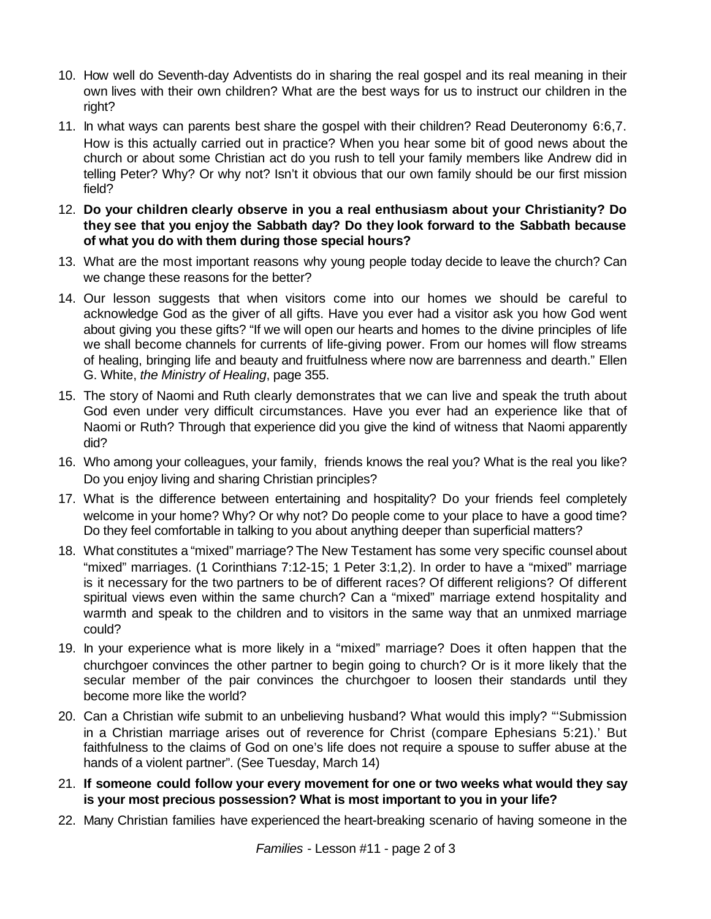10. How well do Seventh-day Adventists do in sharing the real gospel and its real meaning in their own lives with their own children? What are the best ways for us to instruct our children in the right?
11. In what ways can parents best share the gospel with their children? Read Deuteronomy 6:6,7. How is this actually carried out in practice? When you hear some bit of good news about the church or about some Christian act do you rush to tell your family members like Andrew did in telling Peter? Why? Or why not? Isn't it obvious that our own family should be our first mission field?
12. **Do your children clearly observe in you a real enthusiasm about your Christianity? Do they see that you enjoy the Sabbath day? Do they look forward to the Sabbath because of what you do with them during those special hours?**
13. What are the most important reasons why young people today decide to leave the church? Can we change these reasons for the better?
14. Our lesson suggests that when visitors come into our homes we should be careful to acknowledge God as the giver of all gifts. Have you ever had a visitor ask you how God went about giving you these gifts? "If we will open our hearts and homes to the divine principles of life we shall become channels for currents of life-giving power. From our homes will flow streams of healing, bringing life and beauty and fruitfulness where now are barrenness and dearth." Ellen G. White, *the Ministry of Healing*, page 355.
15. The story of Naomi and Ruth clearly demonstrates that we can live and speak the truth about God even under very difficult circumstances. Have you ever had an experience like that of Naomi or Ruth? Through that experience did you give the kind of witness that Naomi apparently did?
16. Who among your colleagues, your family, friends knows the real you? What is the real you like? Do you enjoy living and sharing Christian principles?
17. What is the difference between entertaining and hospitality? Do your friends feel completely welcome in your home? Why? Or why not? Do people come to your place to have a good time? Do they feel comfortable in talking to you about anything deeper than superficial matters?
18. What constitutes a "mixed" marriage? The New Testament has some very specific counsel about "mixed" marriages. (1 Corinthians 7:12-15; 1 Peter 3:1,2). In order to have a "mixed" marriage is it necessary for the two partners to be of different races? Of different religions? Of different spiritual views even within the same church? Can a "mixed" marriage extend hospitality and warmth and speak to the children and to visitors in the same way that an unmixed marriage could?
19. In your experience what is more likely in a "mixed" marriage? Does it often happen that the churchgoer convinces the other partner to begin going to church? Or is it more likely that the secular member of the pair convinces the churchgoer to loosen their standards until they become more like the world?
20. Can a Christian wife submit to an unbelieving husband? What would this imply? "'Submission in a Christian marriage arises out of reverence for Christ (compare Ephesians 5:21).' But faithfulness to the claims of God on one's life does not require a spouse to suffer abuse at the hands of a violent partner". (See Tuesday, March 14)
21. **If someone could follow your every movement for one or two weeks what would they say is your most precious possession? What is most important to you in your life?**
22. Many Christian families have experienced the heart-breaking scenario of having someone in the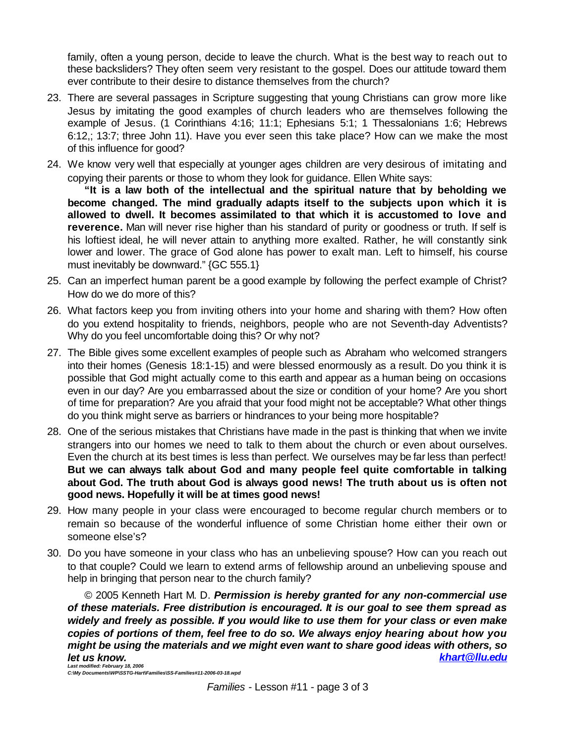family, often a young person, decide to leave the church. What is the best way to reach out to these backsliders? They often seem very resistant to the gospel. Does our attitude toward them ever contribute to their desire to distance themselves from the church?

23. There are several passages in Scripture suggesting that young Christians can grow more like Jesus by imitating the good examples of church leaders who are themselves following the example of Jesus. (1 Corinthians 4:16; 11:1; Ephesians 5:1; 1 Thessalonians 1:6; Hebrews 6:12,; 13:7; three John 11). Have you ever seen this take place? How can we make the most of this influence for good?

24. We know very well that especially at younger ages children are very desirous of imitating and copying their parents or those to whom they look for guidance. Ellen White says:

    **"It is a law both of the intellectual and the spiritual nature that by beholding we become changed. The mind gradually adapts itself to the subjects upon which it is allowed to dwell. It becomes assimilated to that which it is accustomed to love and reverence.** Man will never rise higher than his standard of purity or goodness or truth. If self is his loftiest ideal, he will never attain to anything more exalted. Rather, he will constantly sink lower and lower. The grace of God alone has power to exalt man. Left to himself, his course must inevitably be downward." {GC 555.1}

25. Can an imperfect human parent be a good example by following the perfect example of Christ? How do we do more of this?

26. What factors keep you from inviting others into your home and sharing with them? How often do you extend hospitality to friends, neighbors, people who are not Seventh-day Adventists? Why do you feel uncomfortable doing this? Or why not?

27. The Bible gives some excellent examples of people such as Abraham who welcomed strangers into their homes (Genesis 18:1-15) and were blessed enormously as a result. Do you think it is possible that God might actually come to this earth and appear as a human being on occasions even in our day? Are you embarrassed about the size or condition of your home? Are you short of time for preparation? Are you afraid that your food might not be acceptable? What other things do you think might serve as barriers or hindrances to your being more hospitable?

28. One of the serious mistakes that Christians have made in the past is thinking that when we invite strangers into our homes we need to talk to them about the church or even about ourselves. Even the church at its best times is less than perfect. We ourselves may be far less than perfect! **But we can always talk about God and many people feel quite comfortable in talking about God. The truth about God is always good news! The truth about us is often not good news. Hopefully it will be at times good news!**

29. How many people in your class were encouraged to become regular church members or to remain so because of the wonderful influence of some Christian home either their own or someone else's?

30. Do you have someone in your class who has an unbelieving spouse? How can you reach out to that couple? Could we learn to extend arms of fellowship around an unbelieving spouse and help in bringing that person near to the church family?

© 2005 Kenneth Hart M. D. ***Permission is hereby granted for any non-commercial use of these materials. Free distribution is encouraged. It is our goal to see them spread as widely and freely as possible. If you would like to use them for your class or even make copies of portions of them, feel free to do so. We always enjoy hearing about how you might be using the materials and we might even want to share good ideas with others, so let us know.*** ***khart@llu.edu***

*Last modified: February 18, 2006*
*C:\My Documents\WP\SSTG-Hart\Families\SS-Families#11-2006-03-18.wpd*